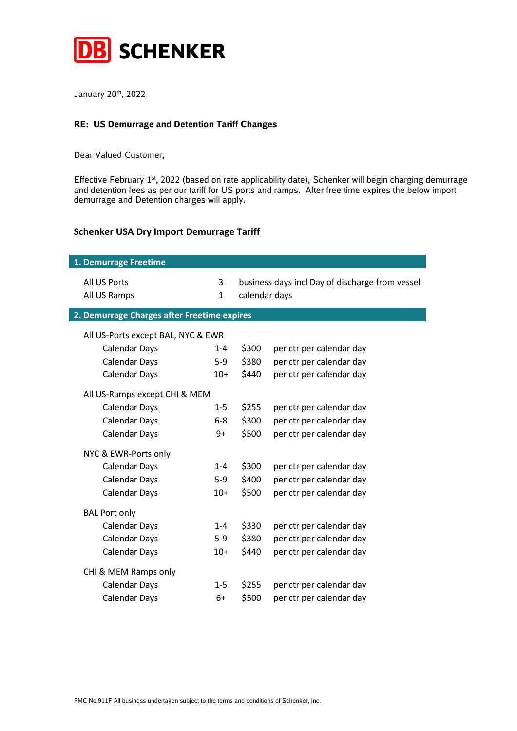# DB SCHENKER

January 20th, 2022

**RE: US Demurrage and Detention Tariff Changes**

Dear Valued Customer,

Effective February 1st, 2022 (based on rate applicability date), Schenker will begin charging demurrage and detention fees as per our tariff for US ports and ramps. After free time expires the below import demurrage and Detention charges will apply.

## Schenker USA Dry Import Demurrage Tariff

### 1. Demurrage Freetime

| | | |
|---|---|---|
| All US Ports | 3 | business days incl Day of discharge from vessel |
| All US Ramps | 1 | calendar days |

### 2. Demurrage Charges after Freetime expires

**All US-Ports except BAL, NYC & EWR**

| | | | |
|---|---|---|---|
| Calendar Days | 1-4 | $300 | per ctr per calendar day |
| Calendar Days | 5-9 | $380 | per ctr per calendar day |
| Calendar Days | 10+ | $440 | per ctr per calendar day |

**All US-Ramps except CHI & MEM**

| | | | |
|---|---|---|---|
| Calendar Days | 1-5 | $255 | per ctr per calendar day |
| Calendar Days | 6-8 | $300 | per ctr per calendar day |
| Calendar Days | 9+ | $500 | per ctr per calendar day |

**NYC & EWR-Ports only**

| | | | |
|---|---|---|---|
| Calendar Days | 1-4 | $300 | per ctr per calendar day |
| Calendar Days | 5-9 | $400 | per ctr per calendar day |
| Calendar Days | 10+ | $500 | per ctr per calendar day |

**BAL Port only**

| | | | |
|---|---|---|---|
| Calendar Days | 1-4 | $330 | per ctr per calendar day |
| Calendar Days | 5-9 | $380 | per ctr per calendar day |
| Calendar Days | 10+ | $440 | per ctr per calendar day |

**CHI & MEM Ramps only**

| | | | |
|---|---|---|---|
| Calendar Days | 1-5 | $255 | per ctr per calendar day |
| Calendar Days | 6+ | $500 | per ctr per calendar day |

FMC No.911F All business undertaken subject to the terms and conditions of Schenker, Inc.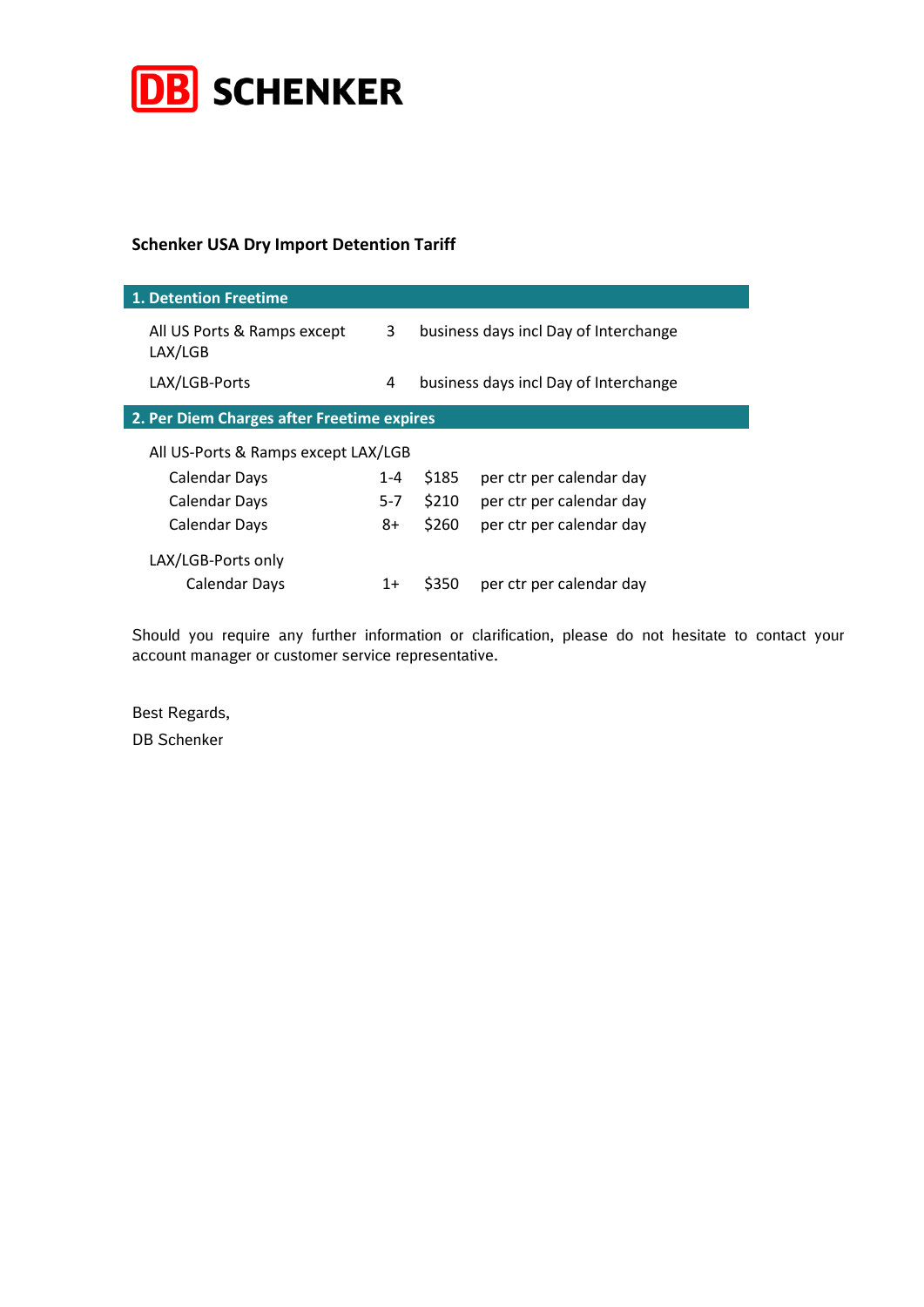**DB SCHENKER**

**Schenker USA Dry Import Detention Tariff**

## 1. Detention Freetime

| | | |
|---|---|---|
| All US Ports & Ramps except LAX/LGB | 3 | business days incl Day of Interchange |
| LAX/LGB-Ports | 4 | business days incl Day of Interchange |

## 2. Per Diem Charges after Freetime expires

All US-Ports & Ramps except LAX/LGB

| | | | |
|---|---|---|---|
| Calendar Days | 1-4 | $185 | per ctr per calendar day |
| Calendar Days | 5-7 | $210 | per ctr per calendar day |
| Calendar Days | 8+ | $260 | per ctr per calendar day |

LAX/LGB-Ports only

| | | | |
|---|---|---|---|
| Calendar Days | 1+ | $350 | per ctr per calendar day |

Should you require any further information or clarification, please do not hesitate to contact your account manager or customer service representative.

Best Regards,
DB Schenker